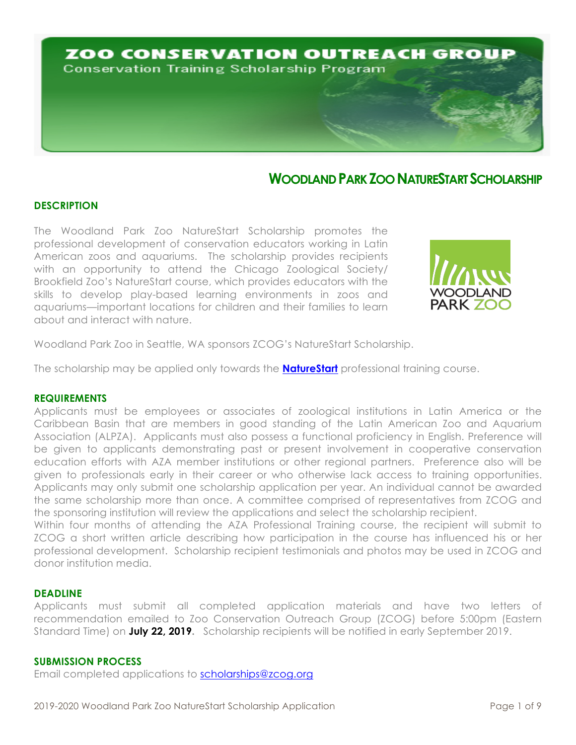# ZOO CONSERVATION OUTREACH GROUP

Conservation Training Scholarship Program

## WOODLAND PARK ZOO NATURESTART SCHOLARSHIP

### DESCRIPTION

The Woodland Park Zoo NatureStart Scholarship promotes the professional development of conservation educators working in Latin American zoos and aquariums. The scholarship provides recipients with an opportunity to attend the Chicago Zoological Society/ Brookfield Zoo's NatureStart course, which provides educators with the skills to develop play-based learning environments in zoos and aquariums—important locations for children and their families to learn about and interact with nature.

WOODLAND PARK ZOO

Woodland Park Zoo in Seattle, WA sponsors ZCOG's NatureStart Scholarship.

The scholarship may be applied only towards the **NatureStart** professional training course.

### REQUIREMENTS

Applicants must be employees or associates of zoological institutions in Latin America or the Caribbean Basin that are members in good standing of the Latin American Zoo and Aquarium Association (ALPZA). Applicants must also possess a functional proficiency in English. Preference will be given to applicants demonstrating past or present involvement in cooperative conservation education efforts with AZA member institutions or other regional partners. Preference also will be given to professionals early in their career or who otherwise lack access to training opportunities. Applicants may only submit one scholarship application per year. An individual cannot be awarded the same scholarship more than once. A committee comprised of representatives from ZCOG and the sponsoring institution will review the applications and select the scholarship recipient.

Within four months of attending the AZA Professional Training course, the recipient will submit to ZCOG a short written article describing how participation in the course has influenced his or her professional development. Scholarship recipient testimonials and photos may be used in ZCOG and donor institution media.

### DEADLINE

Applicants must submit all completed application materials and have two letters of recommendation emailed to Zoo Conservation Outreach Group (ZCOG) before 5:00pm (Eastern Standard Time) on **July 22, 2019.** Scholarship recipients will be notified in early September 2019.

### SUBMISSION PROCESS

Email completed applications to scholarships@zcog.org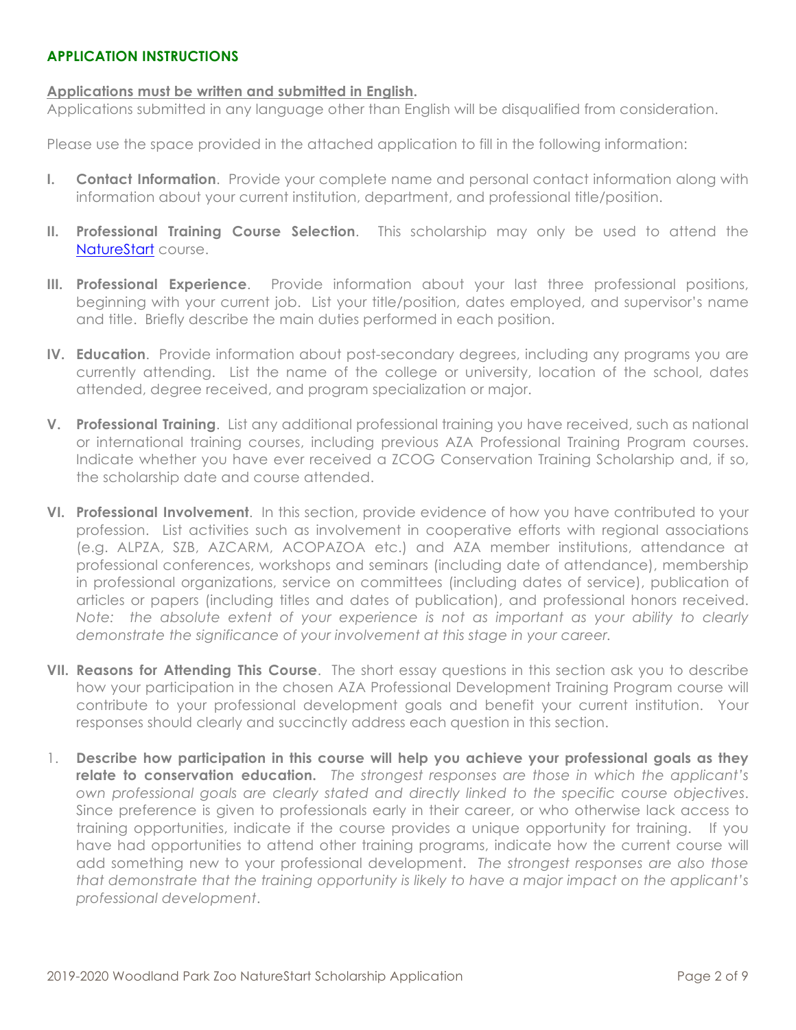## APPLICATION INSTRUCTIONS

**Applications must be written and submitted in English.**
Applications submitted in any language other than English will be disqualified from consideration.

Please use the space provided in the attached application to fill in the following information:

**I. Contact Information**. Provide your complete name and personal contact information along with information about your current institution, department, and professional title/position.

**II. Professional Training Course Selection**. This scholarship may only be used to attend the NatureStart course.

**III. Professional Experience**. Provide information about your last three professional positions, beginning with your current job. List your title/position, dates employed, and supervisor's name and title. Briefly describe the main duties performed in each position.

**IV. Education**. Provide information about post-secondary degrees, including any programs you are currently attending. List the name of the college or university, location of the school, dates attended, degree received, and program specialization or major.

**V. Professional Training**. List any additional professional training you have received, such as national or international training courses, including previous AZA Professional Training Program courses. Indicate whether you have ever received a ZCOG Conservation Training Scholarship and, if so, the scholarship date and course attended.

**VI. Professional Involvement**. In this section, provide evidence of how you have contributed to your profession. List activities such as involvement in cooperative efforts with regional associations (e.g. ALPZA, SZB, AZCARM, ACOPAZOA etc.) and AZA member institutions, attendance at professional conferences, workshops and seminars (including date of attendance), membership in professional organizations, service on committees (including dates of service), publication of articles or papers (including titles and dates of publication), and professional honors received. *Note: the absolute extent of your experience is not as important as your ability to clearly demonstrate the significance of your involvement at this stage in your career.*

**VII. Reasons for Attending This Course**. The short essay questions in this section ask you to describe how your participation in the chosen AZA Professional Development Training Program course will contribute to your professional development goals and benefit your current institution. Your responses should clearly and succinctly address each question in this section.

1. **Describe how participation in this course will help you achieve your professional goals as they relate to conservation education.** *The strongest responses are those in which the applicant's own professional goals are clearly stated and directly linked to the specific course objectives*. Since preference is given to professionals early in their career, or who otherwise lack access to training opportunities, indicate if the course provides a unique opportunity for training. If you have had opportunities to attend other training programs, indicate how the current course will add something new to your professional development. *The strongest responses are also those that demonstrate that the training opportunity is likely to have a major impact on the applicant's professional development*.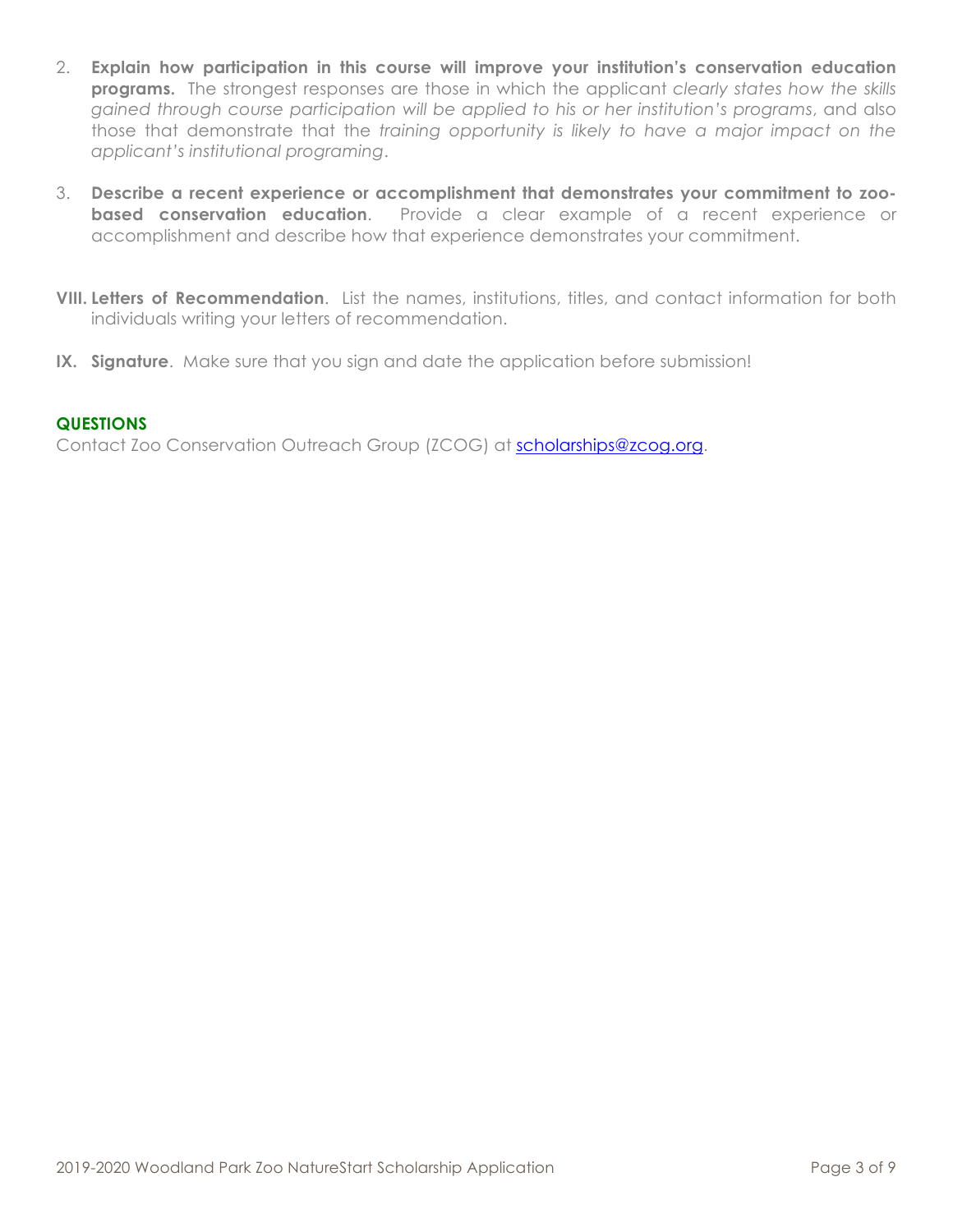2. **Explain how participation in this course will improve your institution's conservation education programs.** The strongest responses are those in which the applicant *clearly states how the skills gained through course participation will be applied to his or her institution's programs*, and also those that demonstrate that the *training opportunity is likely to have a major impact on the applicant's institutional programing*.

3. **Describe a recent experience or accomplishment that demonstrates your commitment to zoo-based conservation education**. Provide a clear example of a recent experience or accomplishment and describe how that experience demonstrates your commitment.

**VIII. Letters of Recommendation**. List the names, institutions, titles, and contact information for both individuals writing your letters of recommendation.

**IX. Signature**. Make sure that you sign and date the application before submission!

**QUESTIONS**

Contact Zoo Conservation Outreach Group (ZCOG) at scholarships@zcog.org.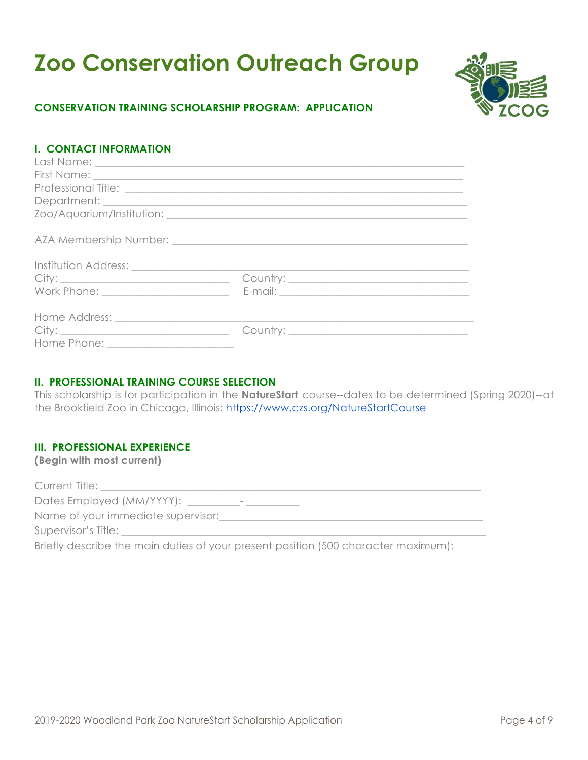# Zoo Conservation Outreach Group

**CONSERVATION TRAINING SCHOLARSHIP PROGRAM: APPLICATION**

## I. CONTACT INFORMATION

Last Name: ______________________________________________________________

First Name: ______________________________________________________________

Professional Title: ________________________________________________________

Department: _____________________________________________________________

Zoo/Aquarium/Institution: _________________________________________________

AZA Membership Number: __________________________________________________

Institution Address: _______________________________________________________

City: ____________________________ Country: _______________________________

Work Phone: ______________________ E-mail: ________________________________

Home Address: ____________________________________________________________

City: ____________________________ Country: _______________________________

Home Phone: ______________________

## II. PROFESSIONAL TRAINING COURSE SELECTION

This scholarship is for participation in the **NatureStart** course--dates to be determined (Spring 2020)--at the Brookfield Zoo in Chicago, Illinois: https://www.czs.org/NatureStartCourse

## III. PROFESSIONAL EXPERIENCE

**(Begin with most current)**

Current Title: ____________________________________________________________

Dates Employed (MM/YYYY): _________- _________

Name of your immediate supervisor:_______________________________________________

Supervisor's Title: _________________________________________________________

Briefly describe the main duties of your present position (500 character maximum):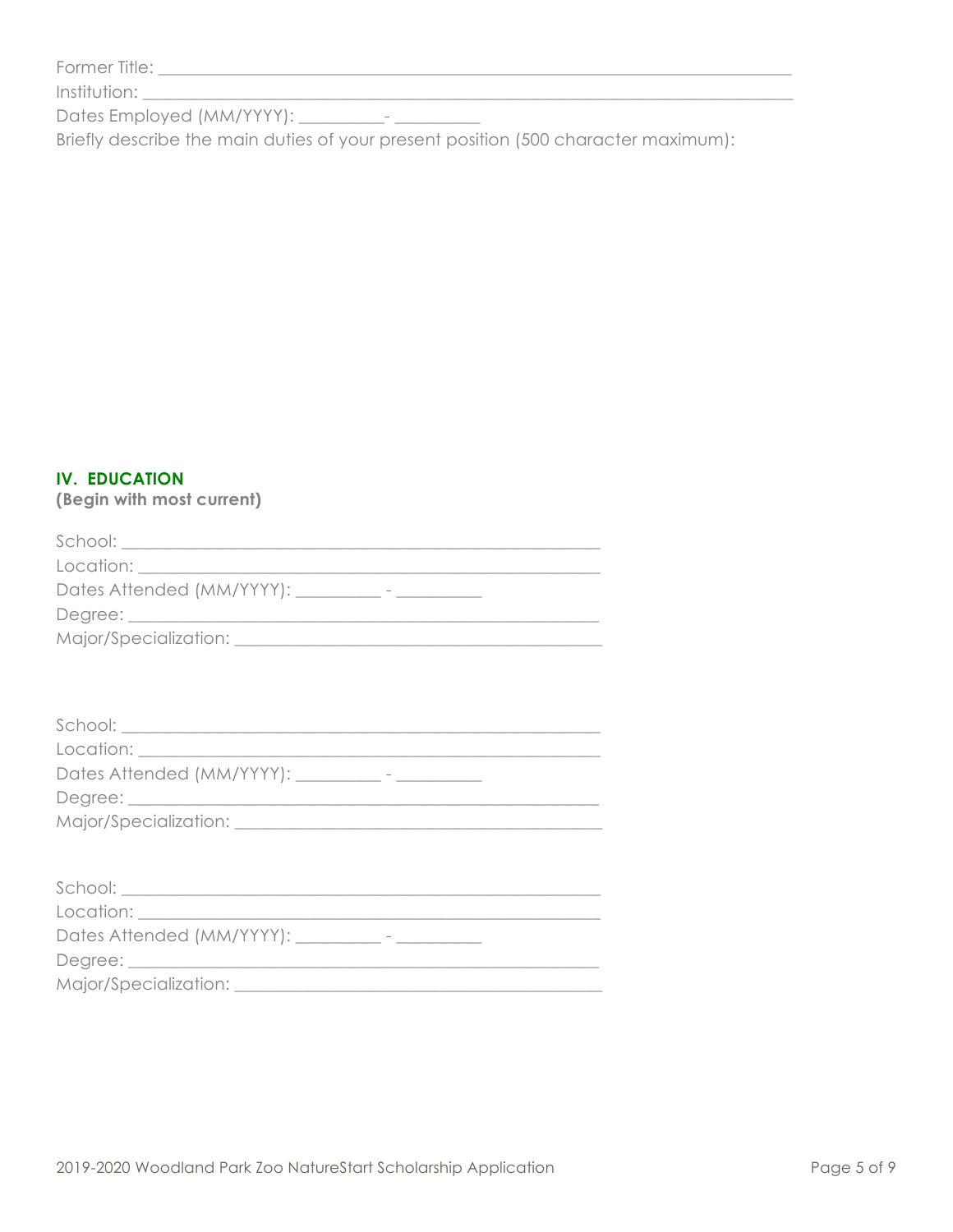Former Title: ___________________________________________________________________________

Institution: ____________________________________________________________________________

Dates Employed (MM/YYYY): __________- __________

Briefly describe the main duties of your present position (500 character maximum):

## IV. EDUCATION

**(Begin with most current)**

School: _______________________________________________________

Location: _____________________________________________________

Dates Attended (MM/YYYY): __________ - __________

Degree: _______________________________________________________

Major/Specialization: ___________________________________________

School: _______________________________________________________

Location: _____________________________________________________

Dates Attended (MM/YYYY): __________ - __________

Degree: _______________________________________________________

Major/Specialization: ___________________________________________

School: _______________________________________________________

Location: _____________________________________________________

Dates Attended (MM/YYYY): __________ - __________

Degree: _______________________________________________________

Major/Specialization: ___________________________________________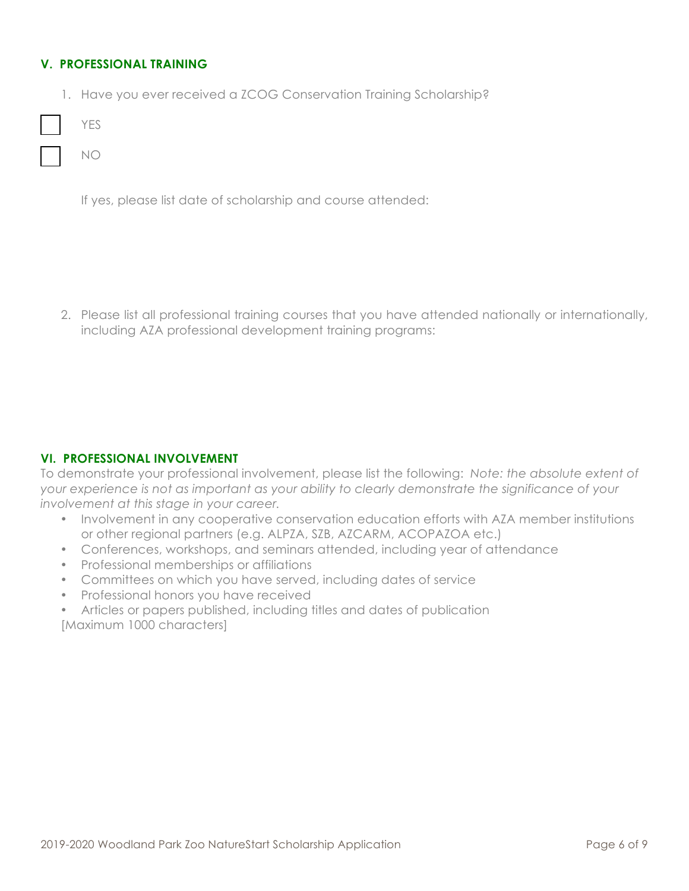## V. PROFESSIONAL TRAINING

1. Have you ever received a ZCOG Conservation Training Scholarship?

☐ YES

☐ NO

If yes, please list date of scholarship and course attended:

2. Please list all professional training courses that you have attended nationally or internationally, including AZA professional development training programs:

## VI. PROFESSIONAL INVOLVEMENT

To demonstrate your professional involvement, please list the following: *Note: the absolute extent of your experience is not as important as your ability to clearly demonstrate the significance of your involvement at this stage in your career.*

- Involvement in any cooperative conservation education efforts with AZA member institutions or other regional partners (e.g. ALPZA, SZB, AZCARM, ACOPAZOA etc.)
- Conferences, workshops, and seminars attended, including year of attendance
- Professional memberships or affiliations
- Committees on which you have served, including dates of service
- Professional honors you have received
- Articles or papers published, including titles and dates of publication

[Maximum 1000 characters]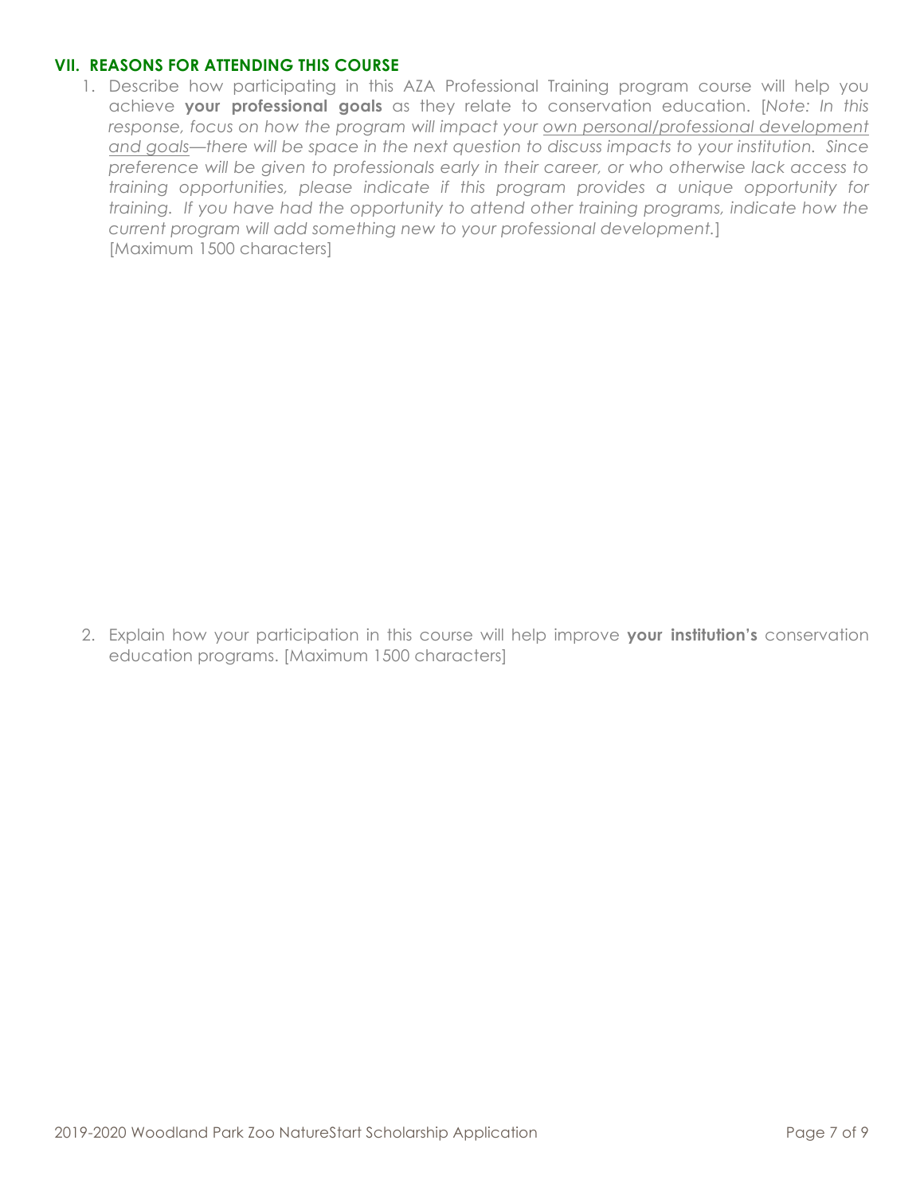## VII. REASONS FOR ATTENDING THIS COURSE

1. Describe how participating in this AZA Professional Training program course will help you achieve **your professional goals** as they relate to conservation education. [*Note: In this response, focus on how the program will impact your* <u>*own personal/professional development and goals*</u>*—there will be space in the next question to discuss impacts to your institution. Since preference will be given to professionals early in their career, or who otherwise lack access to training opportunities, please indicate if this program provides a unique opportunity for training. If you have had the opportunity to attend other training programs, indicate how the current program will add something new to your professional development.*]
   [Maximum 1500 characters]

2. Explain how your participation in this course will help improve **your institution's** conservation education programs. [Maximum 1500 characters]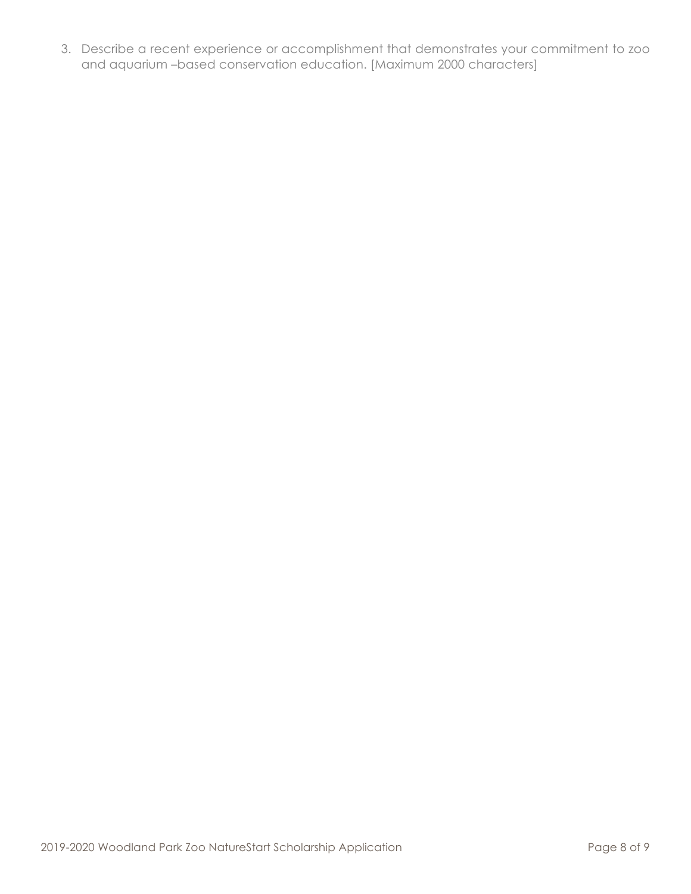3. Describe a recent experience or accomplishment that demonstrates your commitment to zoo and aquarium –based conservation education. [Maximum 2000 characters]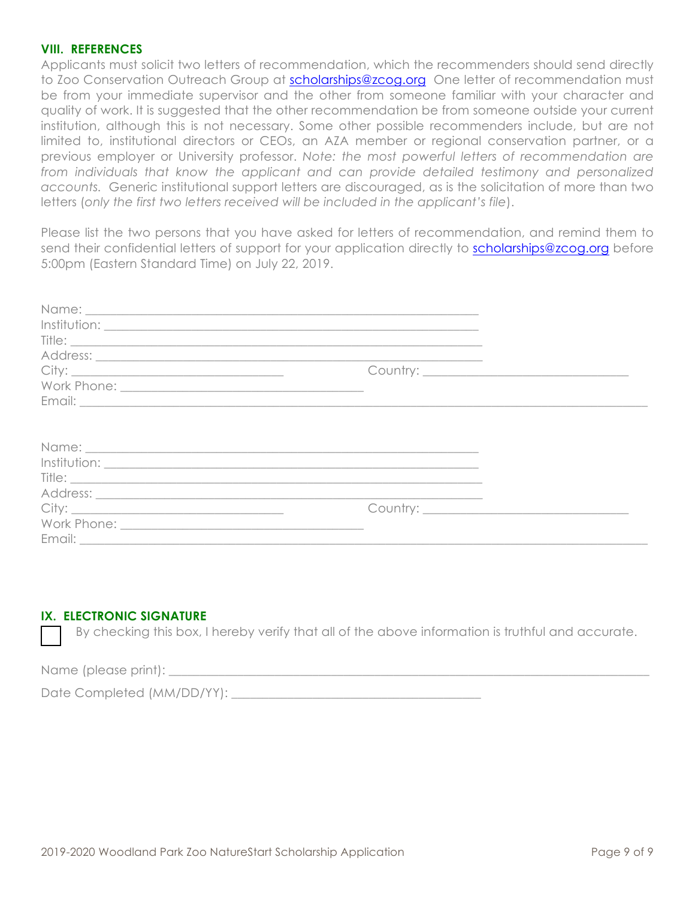## VIII. REFERENCES

Applicants must solicit two letters of recommendation, which the recommenders should send directly to Zoo Conservation Outreach Group at scholarships@zcog.org One letter of recommendation must be from your immediate supervisor and the other from someone familiar with your character and quality of work. It is suggested that the other recommendation be from someone outside your current institution, although this is not necessary. Some other possible recommenders include, but are not limited to, institutional directors or CEOs, an AZA member or regional conservation partner, or a previous employer or University professor. *Note: the most powerful letters of recommendation are from individuals that know the applicant and can provide detailed testimony and personalized accounts.* Generic institutional support letters are discouraged, as is the solicitation of more than two letters (*only the first two letters received will be included in the applicant's file*).

Please list the two persons that you have asked for letters of recommendation, and remind them to send their confidential letters of support for your application directly to scholarships@zcog.org before 5:00pm (Eastern Standard Time) on July 22, 2019.

Name: ____________________
Institution: ____________________
Title: ____________________
Address: ____________________
City: ____________________ Country: ____________________
Work Phone: ____________________
Email: ____________________

Name: ____________________
Institution: ____________________
Title: ____________________
Address: ____________________
City: ____________________ Country: ____________________
Work Phone: ____________________
Email: ____________________

## IX. ELECTRONIC SIGNATURE

☐ By checking this box, I hereby verify that all of the above information is truthful and accurate.

Name (please print): ____________________

Date Completed (MM/DD/YY): ____________________